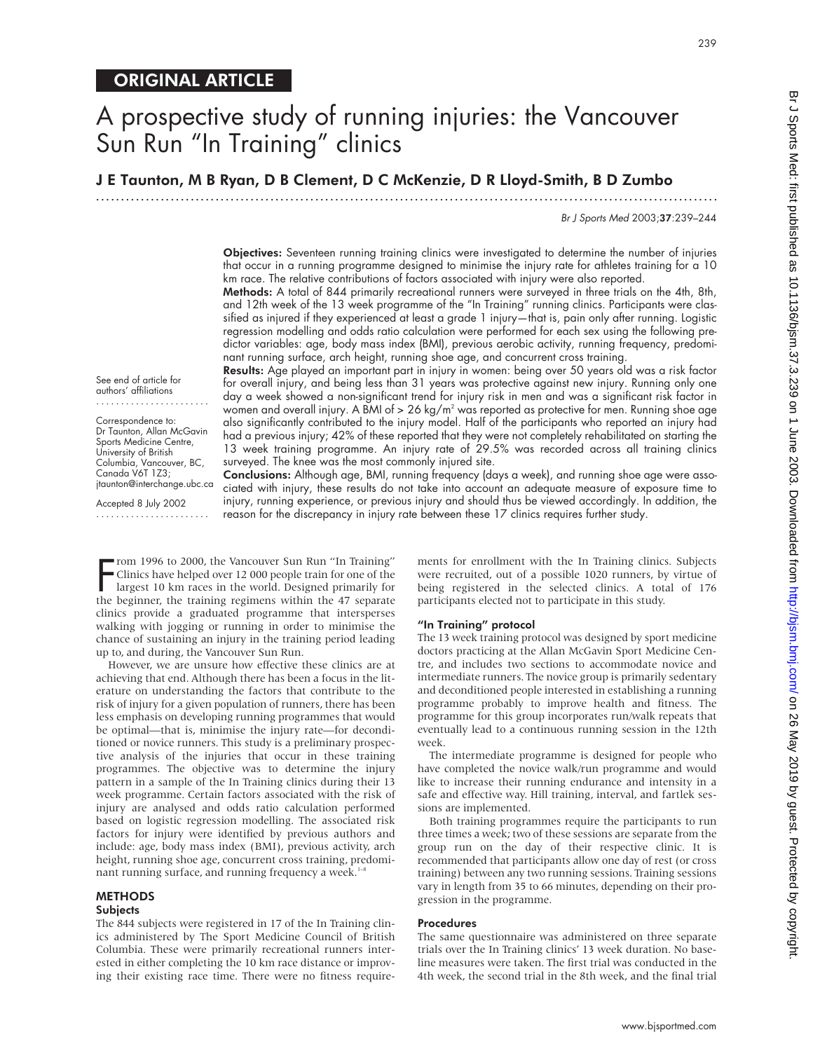ORIGINAL ARTICLE

# A prospective study of running injuries: the Vancouver Sun Run "In Training" clinics

**J E Taunton, M B Ryan, D B Clement, D C McKenzie, D R Lloyd-Smith, B D Zumbo**

**Objectives:** Seventeen running training clinics were investigated to determine the number of injuries that occur in a running programme designed to minimise the injury rate for athletes training for a 10 km race. The relative contributions of factors associated with injury were also reported.

**Methods:** A total of 844 primarily recreational runners were surveyed in three trials on the 4th, 8th, and 12th week of the 13 week programme of the "In Training" running clinics. Participants were classified as injured if they experienced at least a grade 1 injury—that is, pain only after running. Logistic regression modelling and odds ratio calculation were performed for each sex using the following predictor variables: age, body mass index (BMI), previous aerobic activity, running frequency, predominant running surface, arch height, running shoe age, and concurrent cross training.

**Results:** Age played an important part in injury in women: being over 50 years old was a risk factor for overall injury, and being less than 31 years was protective against new injury. Running only one day a week showed a non-significant trend for injury risk in men and was a significant risk factor in women and overall injury. A BMI of > 26 kg/m² was reported as protective for men. Running shoe age also significantly contributed to the injury model. Half of the participants who reported an injury had had a previous injury; 42% of these reported that they were not completely rehabilitated on starting the 13 week training programme. An injury rate of 29.5% was recorded across all training clinics surveyed. The knee was the most commonly injured site.

**Conclusions:** Although age, BMI, running frequency (days a week), and running shoe age were associated with injury, these results do not take into account an adequate measure of exposure time to injury, running experience, or previous injury and should thus be viewed accordingly. In addition, the reason for the discrepancy in injury rate between these 17 clinics requires further study.

See end of article for authors' affiliations

Correspondence to: Dr Taunton, Allan McGavin Sports Medicine Centre, University of British Columbia, Vancouver, BC, Canada V6T 1Z3; jtaunton@interchange.ubc.ca

Accepted 8 July 2002

From 1996 to 2000, the Vancouver Sun Run "In Training" Clinics have helped over 12 000 people train for one of the largest 10 km races in the world. Designed primarily for the beginner, the training regimens within the 47 separate clinics provide a graduated programme that intersperses walking with jogging or running in order to minimise the chance of sustaining an injury in the training period leading up to, and during, the Vancouver Sun Run.

However, we are unsure how effective these clinics are at achieving that end. Although there has been a focus in the literature on understanding the factors that contribute to the risk of injury for a given population of runners, there has been less emphasis on developing running programmes that would be optimal—that is, minimise the injury rate—for deconditioned or novice runners. This study is a preliminary prospective analysis of the injuries that occur in these training programmes. The objective was to determine the injury pattern in a sample of the In Training clinics during their 13 week programme. Certain factors associated with the risk of injury are analysed and odds ratio calculation performed based on logistic regression modelling. The associated risk factors for injury were identified by previous authors and include: age, body mass index (BMI), previous activity, arch height, running shoe age, concurrent cross training, predominant running surface, and running frequency a week.[1–8]

## METHODS

### Subjects

The 844 subjects were registered in 17 of the In Training clinics administered by The Sport Medicine Council of British Columbia. These were primarily recreational runners interested in either completing the 10 km race distance or improving their existing race time. There were no fitness requirements for enrollment with the In Training clinics. Subjects were recruited, out of a possible 1020 runners, by virtue of being registered in the selected clinics. A total of 176 participants elected not to participate in this study.

### "In Training" protocol

The 13 week training protocol was designed by sport medicine doctors practicing at the Allan McGavin Sport Medicine Centre, and includes two sections to accommodate novice and intermediate runners. The novice group is primarily sedentary and deconditioned people interested in establishing a running programme probably to improve health and fitness. The programme for this group incorporates run/walk repeats that eventually lead to a continuous running session in the 12th week.

The intermediate programme is designed for people who have completed the novice walk/run programme and would like to increase their running endurance and intensity in a safe and effective way. Hill training, interval, and fartlek sessions are implemented.

Both training programmes require the participants to run three times a week; two of these sessions are separate from the group run on the day of their respective clinic. It is recommended that participants allow one day of rest (or cross training) between any two running sessions. Training sessions vary in length from 35 to 66 minutes, depending on their progression in the programme.

### Procedures

The same questionnaire was administered on three separate trials over the In Training clinics' 13 week duration. No baseline measures were taken. The first trial was conducted in the 4th week, the second trial in the 8th week, and the final trial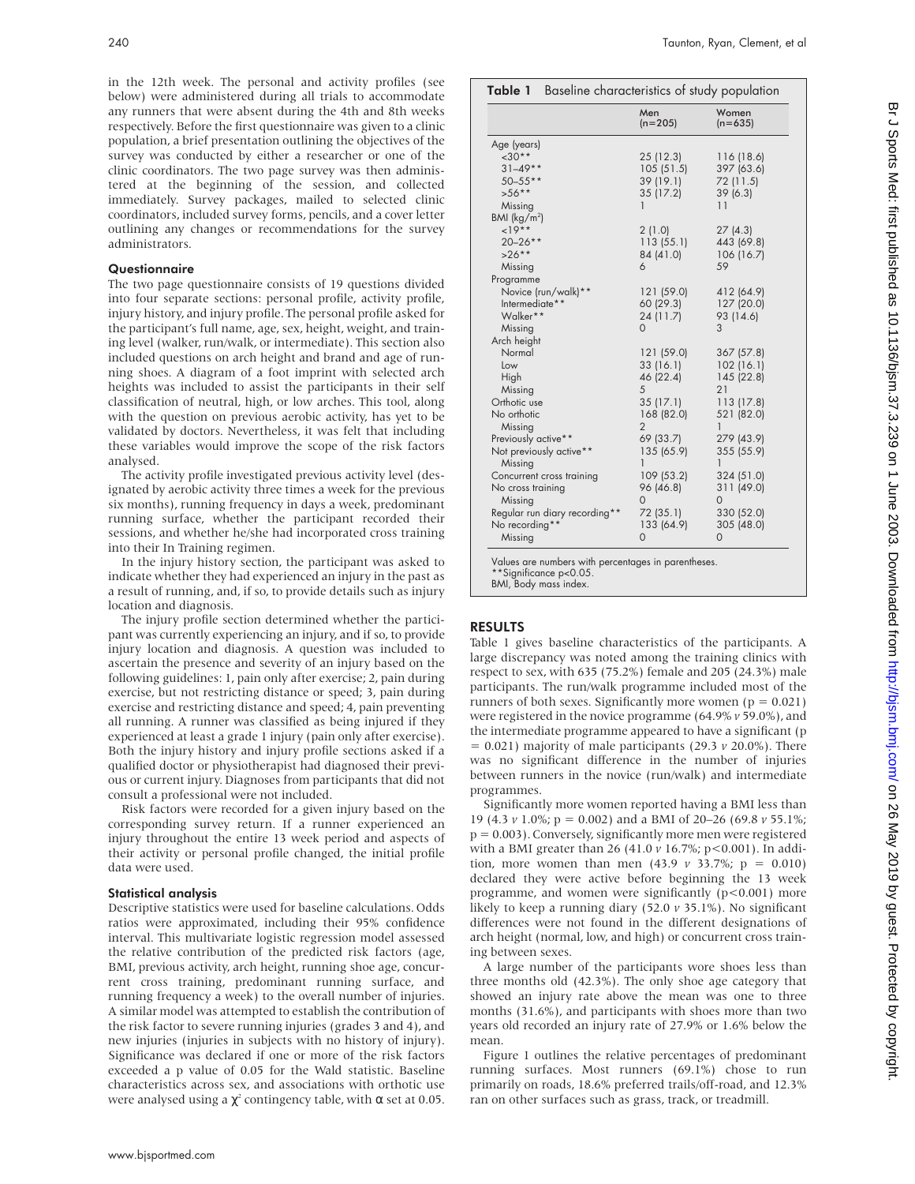in the 12th week. The personal and activity profiles (see below) were administered during all trials to accommodate any runners that were absent during the 4th and 8th weeks respectively. Before the first questionnaire was given to a clinic population, a brief presentation outlining the objectives of the survey was conducted by either a researcher or one of the clinic coordinators. The two page survey was then administered at the beginning of the session, and collected immediately. Survey packages, mailed to selected clinic coordinators, included survey forms, pencils, and a cover letter outlining any changes or recommendations for the survey administrators.

### Questionnaire

The two page questionnaire consists of 19 questions divided into four separate sections: personal profile, activity profile, injury history, and injury profile. The personal profile asked for the participant's full name, age, sex, height, weight, and training level (walker, run/walk, or intermediate). This section also included questions on arch height and brand and age of running shoes. A diagram of a foot imprint with selected arch heights was included to assist the participants in their self classification of neutral, high, or low arches. This tool, along with the question on previous aerobic activity, has yet to be validated by doctors. Nevertheless, it was felt that including these variables would improve the scope of the risk factors analysed.

The activity profile investigated previous activity level (designated by aerobic activity three times a week for the previous six months), running frequency in days a week, predominant running surface, whether the participant recorded their sessions, and whether he/she had incorporated cross training into their In Training regimen.

In the injury history section, the participant was asked to indicate whether they had experienced an injury in the past as a result of running, and, if so, to provide details such as injury location and diagnosis.

The injury profile section determined whether the participant was currently experiencing an injury, and if so, to provide injury location and diagnosis. A question was included to ascertain the presence and severity of an injury based on the following guidelines: 1, pain only after exercise; 2, pain during exercise, but not restricting distance or speed; 3, pain during exercise and restricting distance and speed; 4, pain preventing all running. A runner was classified as being injured if they experienced at least a grade 1 injury (pain only after exercise). Both the injury history and injury profile sections asked if a qualified doctor or physiotherapist had diagnosed their previous or current injury. Diagnoses from participants that did not consult a professional were not included.

Risk factors were recorded for a given injury based on the corresponding survey return. If a runner experienced an injury throughout the entire 13 week period and aspects of their activity or personal profile changed, the initial profile data were used.

### Statistical analysis

Descriptive statistics were used for baseline calculations. Odds ratios were approximated, including their 95% confidence interval. This multivariate logistic regression model assessed the relative contribution of the predicted risk factors (age, BMI, previous activity, arch height, running shoe age, concurrent cross training, predominant running surface, and running frequency a week) to the overall number of injuries. A similar model was attempted to establish the contribution of the risk factor to severe running injuries (grades 3 and 4), and new injuries (injuries in subjects with no history of injury). Significance was declared if one or more of the risk factors exceeded a p value of 0.05 for the Wald statistic. Baseline characteristics across sex, and associations with orthotic use were analysed using a $\chi^2$ contingency table, with $\alpha$ set at 0.05.

**Table 1** Baseline characteristics of study population

| | Men (n=205) | Women (n=635) |
|---|---|---|
| Age (years) | | |
| <30** | 25 (12.3) | 116 (18.6) |
| 31–49** | 105 (51.5) | 397 (63.6) |
| 50–55** | 39 (19.1) | 72 (11.5) |
| >56** | 35 (17.2) | 39 (6.3) |
| Missing | 1 | 11 |
| BMI (kg/m²) | | |
| <19** | 2 (1.0) | 27 (4.3) |
| 20–26** | 113 (55.1) | 443 (69.8) |
| >26** | 84 (41.0) | 106 (16.7) |
| Missing | 6 | 59 |
| Programme | | |
| Novice (run/walk)** | 121 (59.0) | 412 (64.9) |
| Intermediate** | 60 (29.3) | 127 (20.0) |
| Walker** | 24 (11.7) | 93 (14.6) |
| Missing | 0 | 3 |
| Arch height | | |
| Normal | 121 (59.0) | 367 (57.8) |
| Low | 33 (16.1) | 102 (16.1) |
| High | 46 (22.4) | 145 (22.8) |
| Missing | 5 | 21 |
| Orthotic use | 35 (17.1) | 113 (17.8) |
| No orthotic | 168 (82.0) | 521 (82.0) |
| Missing | 2 | 1 |
| Previously active** | 69 (33.7) | 279 (43.9) |
| Not previously active** | 135 (65.9) | 355 (55.9) |
| Missing | 1 | 1 |
| Concurrent cross training | 109 (53.2) | 324 (51.0) |
| No cross training | 96 (46.8) | 311 (49.0) |
| Missing | 0 | 0 |
| Regular run diary recording** | 72 (35.1) | 330 (52.0) |
| No recording** | 133 (64.9) | 305 (48.0) |
| Missing | 0 | 0 |

Values are numbers with percentages in parentheses.
**Significance p<0.05.
BMI, Body mass index.

## RESULTS

Table 1 gives baseline characteristics of the participants. A large discrepancy was noted among the training clinics with respect to sex, with 635 (75.2%) female and 205 (24.3%) male participants. The run/walk programme included most of the runners of both sexes. Significantly more women (p = 0.021) were registered in the novice programme (64.9% *v* 59.0%), and the intermediate programme appeared to have a significant (p = 0.021) majority of male participants (29.3 *v* 20.0%). There was no significant difference in the number of injuries between runners in the novice (run/walk) and intermediate programmes.

Significantly more women reported having a BMI less than 19 (4.3 *v* 1.0%; p = 0.002) and a BMI of 20–26 (69.8 *v* 55.1%; p = 0.003). Conversely, significantly more men were registered with a BMI greater than 26 (41.0 *v* 16.7%; p<0.001). In addition, more women than men (43.9 *v* 33.7%; p = 0.010) declared they were active before beginning the 13 week programme, and women were significantly (p<0.001) more likely to keep a running diary (52.0 *v* 35.1%). No significant differences were not found in the different designations of arch height (normal, low, and high) or concurrent cross training between sexes.

A large number of the participants wore shoes less than three months old (42.3%). The only shoe age category that showed an injury rate above the mean was one to three months (31.6%), and participants with shoes more than two years old recorded an injury rate of 27.9% or 1.6% below the mean.

Figure 1 outlines the relative percentages of predominant running surfaces. Most runners (69.1%) chose to run primarily on roads, 18.6% preferred trails/off-road, and 12.3% ran on other surfaces such as grass, track, or treadmill.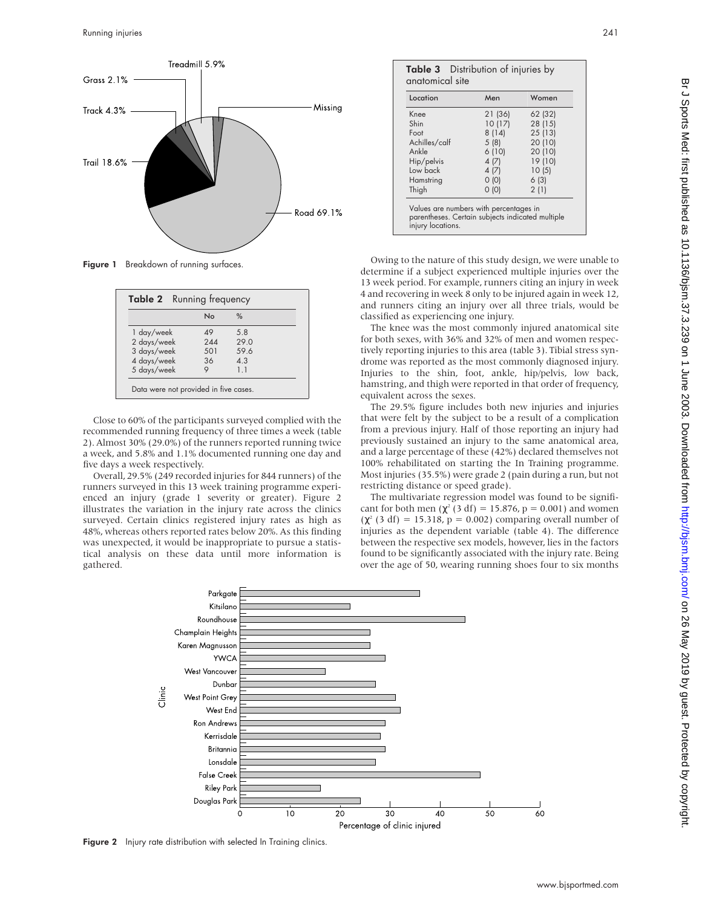Figure 1 Breakdown of running surfaces.

**Table 2** Running frequency

| | No | % |
|---|---|---|
| 1 day/week | 49 | 5.8 |
| 2 days/week | 244 | 29.0 |
| 3 days/week | 501 | 59.6 |
| 4 days/week | 36 | 4.3 |
| 5 days/week | 9 | 1.1 |

Data were not provided in five cases.

Close to 60% of the participants surveyed complied with the recommended running frequency of three times a week (table 2). Almost 30% (29.0%) of the runners reported running twice a week, and 5.8% and 1.1% documented running one day and five days a week respectively.

Overall, 29.5% (249 recorded injuries for 844 runners) of the runners surveyed in this 13 week training programme experienced an injury (grade 1 severity or greater). Figure 2 illustrates the variation in the injury rate across the clinics surveyed. Certain clinics registered injury rates as high as 48%, whereas others reported rates below 20%. As this finding was unexpected, it would be inappropriate to pursue a statistical analysis on these data until more information is gathered.

**Table 3** Distribution of injuries by anatomical site

| Location | Men | Women |
|---|---|---|
| Knee | 21 (36) | 62 (32) |
| Shin | 10 (17) | 28 (15) |
| Foot | 8 (14) | 25 (13) |
| Achilles/calf | 5 (8) | 20 (10) |
| Ankle | 6 (10) | 20 (10) |
| Hip/pelvis | 4 (7) | 19 (10) |
| Low back | 4 (7) | 10 (5) |
| Hamstring | 0 (0) | 6 (3) |
| Thigh | 0 (0) | 2 (1) |

Values are numbers with percentages in parentheses. Certain subjects indicated multiple injury locations.

Owing to the nature of this study design, we were unable to determine if a subject experienced multiple injuries over the 13 week period. For example, runners citing an injury in week 4 and recovering in week 8 only to be injured again in week 12, and runners citing an injury over all three trials, would be classified as experiencing one injury.

The knee was the most commonly injured anatomical site for both sexes, with 36% and 32% of men and women respectively reporting injuries to this area (table 3). Tibial stress syndrome was reported as the most commonly diagnosed injury. Injuries to the shin, foot, ankle, hip/pelvis, low back, hamstring, and thigh were reported in that order of frequency, equivalent across the sexes.

The 29.5% figure includes both new injuries and injuries that were felt by the subject to be a result of a complication from a previous injury. Half of those reporting an injury had previously sustained an injury to the same anatomical area, and a large percentage of these (42%) declared themselves not 100% rehabilitated on starting the In Training programme. Most injuries (35.5%) were grade 2 (pain during a run, but not restricting distance or speed grade).

The multivariate regression model was found to be significant for both men ($\chi^2$ (3 df) = 15.876, p = 0.001) and women ($\chi^2$ (3 df) = 15.318, p = 0.002) comparing overall number of injuries as the dependent variable (table 4). The difference between the respective sex models, however, lies in the factors found to be significantly associated with the injury rate. Being over the age of 50, wearing running shoes four to six months

Figure 2 Injury rate distribution with selected In Training clinics.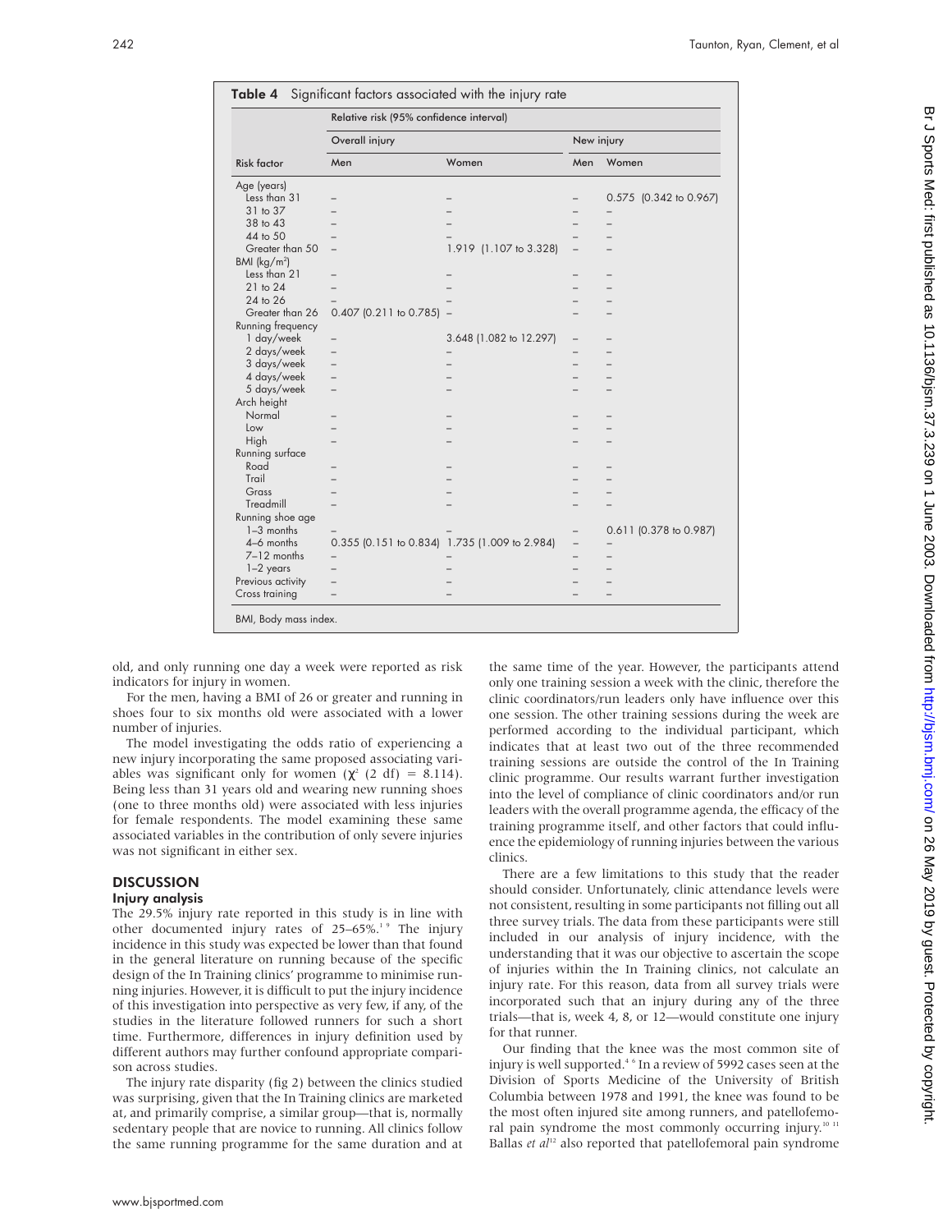**Table 4** Significant factors associated with the injury rate

| Risk factor | Relative risk (95% confidence interval) | | | |
|---|---|---|---|---|
| | Overall injury | | New injury | |
| | Men | Women | Men | Women |
| Age (years) | | | | |
| Less than 31 | – | – | – | 0.575 (0.342 to 0.967) |
| 31 to 37 | – | – | – | – |
| 38 to 43 | – | – | – | – |
| 44 to 50 | – | – | – | – |
| Greater than 50 | – | 1.919 (1.107 to 3.328) | – | – |
| BMI (kg/m$^2$) | | | | |
| Less than 21 | – | – | – | – |
| 21 to 24 | – | – | – | – |
| 24 to 26 | – | – | – | – |
| Greater than 26 | 0.407 (0.211 to 0.785) | – | – | – |
| Running frequency | | | | |
| 1 day/week | – | 3.648 (1.082 to 12.297) | – | – |
| 2 days/week | – | – | – | – |
| 3 days/week | – | – | – | – |
| 4 days/week | – | – | – | – |
| 5 days/week | – | – | – | – |
| Arch height | | | | |
| Normal | – | – | – | – |
| Low | – | – | – | – |
| High | – | – | – | – |
| Running surface | | | | |
| Road | – | – | – | – |
| Trail | – | – | – | – |
| Grass | – | – | – | – |
| Treadmill | – | – | – | – |
| Running shoe age | | | | |
| 1–3 months | – | – | – | 0.611 (0.378 to 0.987) |
| 4–6 months | 0.355 (0.151 to 0.834) | 1.735 (1.009 to 2.984) | – | – |
| 7–12 months | – | – | – | – |
| 1–2 years | – | – | – | – |
| Previous activity | – | – | – | – |
| Cross training | – | – | – | – |

BMI, Body mass index.

old, and only running one day a week were reported as risk indicators for injury in women.

For the men, having a BMI of 26 or greater and running in shoes four to six months old were associated with a lower number of injuries.

The model investigating the odds ratio of experiencing a new injury incorporating the same proposed associating variables was significant only for women ($\chi^2$ (2 df) = 8.114). Being less than 31 years old and wearing new running shoes (one to three months old) were associated with less injuries for female respondents. The model examining these same associated variables in the contribution of only severe injuries was not significant in either sex.

## DISCUSSION

### Injury analysis

The 29.5% injury rate reported in this study is in line with other documented injury rates of 25–65%.[1 9] The injury incidence in this study was expected be lower than that found in the general literature on running because of the specific design of the In Training clinics' programme to minimise running injuries. However, it is difficult to put the injury incidence of this investigation into perspective as very few, if any, of the studies in the literature followed runners for such a short time. Furthermore, differences in injury definition used by different authors may further confound appropriate comparison across studies.

The injury rate disparity (fig 2) between the clinics studied was surprising, given that the In Training clinics are marketed at, and primarily comprise, a similar group—that is, normally sedentary people that are novice to running. All clinics follow the same running programme for the same duration and at the same time of the year. However, the participants attend only one training session a week with the clinic, therefore the clinic coordinators/run leaders only have influence over this one session. The other training sessions during the week are performed according to the individual participant, which indicates that at least two out of the three recommended training sessions are outside the control of the In Training clinic programme. Our results warrant further investigation into the level of compliance of clinic coordinators and/or run leaders with the overall programme agenda, the efficacy of the training programme itself, and other factors that could influence the epidemiology of running injuries between the various clinics.

There are a few limitations to this study that the reader should consider. Unfortunately, clinic attendance levels were not consistent, resulting in some participants not filling out all three survey trials. The data from these participants were still included in our analysis of injury incidence, with the understanding that it was our objective to ascertain the scope of injuries within the In Training clinics, not calculate an injury rate. For this reason, data from all survey trials were incorporated such that an injury during any of the three trials—that is, week 4, 8, or 12—would constitute one injury for that runner.

Our finding that the knee was the most common site of injury is well supported.[4 6] In a review of 5992 cases seen at the Division of Sports Medicine of the University of British Columbia between 1978 and 1991, the knee was found to be the most often injured site among runners, and patellofemoral pain syndrome the most commonly occurring injury.[10 11] Ballas *et al*[12] also reported that patellofemoral pain syndrome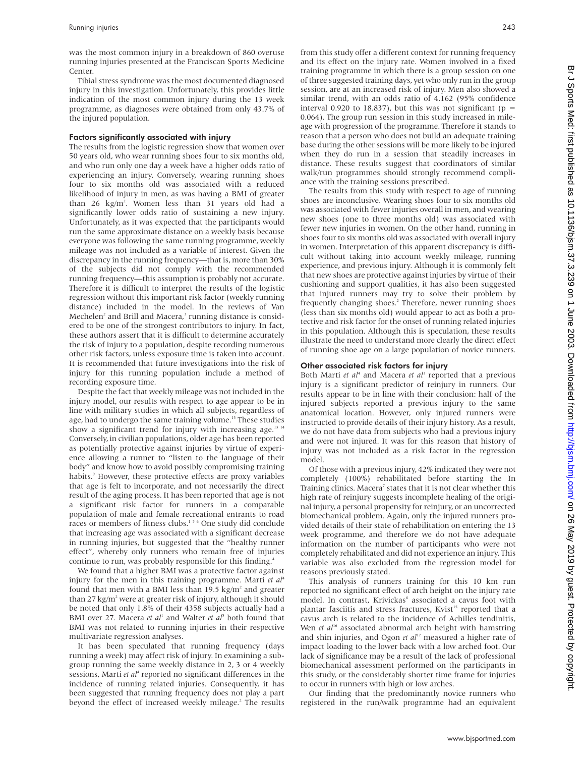was the most common injury in a breakdown of 860 overuse running injuries presented at the Franciscan Sports Medicine Center.

Tibial stress syndrome was the most documented diagnosed injury in this investigation. Unfortunately, this provides little indication of the most common injury during the 13 week programme, as diagnoses were obtained from only 43.7% of the injured population.

### Factors significantly associated with injury

The results from the logistic regression show that women over 50 years old, who wear running shoes four to six months old, and who run only one day a week have a higher odds ratio of experiencing an injury. Conversely, wearing running shoes four to six months old was associated with a reduced likelihood of injury in men, as was having a BMI of greater than 26 $kg/m^2$. Women less than 31 years old had a significantly lower odds ratio of sustaining a new injury. Unfortunately, as it was expected that the participants would run the same approximate distance on a weekly basis because everyone was following the same running programme, weekly mileage was not included as a variable of interest. Given the discrepancy in the running frequency—that is, more than 30% of the subjects did not comply with the recommended running frequency—this assumption is probably not accurate. Therefore it is difficult to interpret the results of the logistic regression without this important risk factor (weekly running distance) included in the model. In the reviews of Van Mechelen[2] and Brill and Macera,[3] running distance is considered to be one of the strongest contributors to injury. In fact, these authors assert that it is difficult to determine accurately the risk of injury to a population, despite recording numerous other risk factors, unless exposure time is taken into account. It is recommended that future investigations into the risk of injury for this running population include a method of recording exposure time.

Despite the fact that weekly mileage was not included in the injury model, our results with respect to age appear to be in line with military studies in which all subjects, regardless of age, had to undergo the same training volume.[13] These studies show a significant trend for injury with increasing age.[13 14] Conversely, in civilian populations, older age has been reported as potentially protective against injuries by virtue of experience allowing a runner to "listen to the language of their body" and know how to avoid possibly compromising training habits.[9] However, these protective effects are proxy variables that age is felt to incorporate, and not necessarily the direct result of the aging process. It has been reported that age is not a significant risk factor for runners in a comparable population of male and female recreational entrants to road races or members of fitness clubs.[1 5 6] One study did conclude that increasing age was associated with a significant decrease in running injuries, but suggested that the "healthy runner effect", whereby only runners who remain free of injuries continue to run, was probably responsible for this finding.[4]

We found that a higher BMI was a protective factor against injury for the men in this training programme. Marti *et al*[4] found that men with a BMI less than 19.5 $kg/m^2$ and greater than 27 $kg/m^2$ were at greater risk of injury, although it should be noted that only 1.8% of their 4358 subjects actually had a BMI over 27. Macera *et al*[1] and Walter *et al*[5] both found that BMI was not related to running injuries in their respective multivariate regression analyses.

It has been speculated that running frequency (days running a week) may affect risk of injury. In examining a subgroup running the same weekly distance in 2, 3 or 4 weekly sessions, Marti *et al*[4] reported no significant differences in the incidence of running related injuries. Consequently, it has been suggested that running frequency does not play a part beyond the effect of increased weekly mileage.[2] The results from this study offer a different context for running frequency and its effect on the injury rate. Women involved in a fixed training programme in which there is a group session on one of three suggested training days, yet who only run in the group session, are at an increased risk of injury. Men also showed a similar trend, with an odds ratio of 4.162 (95% confidence interval 0.920 to 18.837), but this was not significant ($p = 0.064$). The group run session in this study increased in mileage with progression of the programme. Therefore it stands to reason that a person who does not build an adequate training base during the other sessions will be more likely to be injured when they do run in a session that steadily increases in distance. These results suggest that coordinators of similar walk/run programmes should strongly recommend compliance with the training sessions prescribed.

The results from this study with respect to age of running shoes are inconclusive. Wearing shoes four to six months old was associated with fewer injuries overall in men, and wearing new shoes (one to three months old) was associated with fewer new injuries in women. On the other hand, running in shoes four to six months old was associated with overall injury in women. Interpretation of this apparent discrepancy is difficult without taking into account weekly mileage, running experience, and previous injury. Although it is commonly felt that new shoes are protective against injuries by virtue of their cushioning and support qualities, it has also been suggested that injured runners may try to solve their problem by frequently changing shoes.[2] Therefore, newer running shoes (less than six months old) would appear to act as both a protective and risk factor for the onset of running related injuries in this population. Although this is speculation, these results illustrate the need to understand more clearly the direct effect of running shoe age on a large population of novice runners.

### Other associated risk factors for injury

Both Marti *et al*[4] and Macera *et al*[1] reported that a previous injury is a significant predictor of reinjury in runners. Our results appear to be in line with their conclusion: half of the injured subjects reported a previous injury to the same anatomical location. However, only injured runners were instructed to provide details of their injury history. As a result, we do not have data from subjects who had a previous injury and were not injured. It was for this reason that history of injury was not included as a risk factor in the regression model.

Of those with a previous injury, 42% indicated they were not completely (100%) rehabilitated before starting the In Training clinics. Macera[7] states that it is not clear whether this high rate of reinjury suggests incomplete healing of the original injury, a personal propensity for reinjury, or an uncorrected biomechanical problem. Again, only the injured runners provided details of their state of rehabilitation on entering the 13 week programme, and therefore we do not have adequate information on the number of participants who were not completely rehabilitated and did not experience an injury. This variable was also excluded from the regression model for reasons previously stated.

This analysis of runners training for this 10 km run reported no significant effect of arch height on the injury rate model. In contrast, Krivickas[8] associated a cavus foot with plantar fasciitis and stress fractures, Kvist[15] reported that a cavus arch is related to the incidence of Achilles tendinitis, Wen *et al*[16] associated abnormal arch height with hamstring and shin injuries, and Ogon *et al*[17] measured a higher rate of impact loading to the lower back with a low arched foot. Our lack of significance may be a result of the lack of professional biomechanical assessment performed on the participants in this study, or the considerably shorter time frame for injuries to occur in runners with high or low arches.

Our finding that the predominantly novice runners who registered in the run/walk programme had an equivalent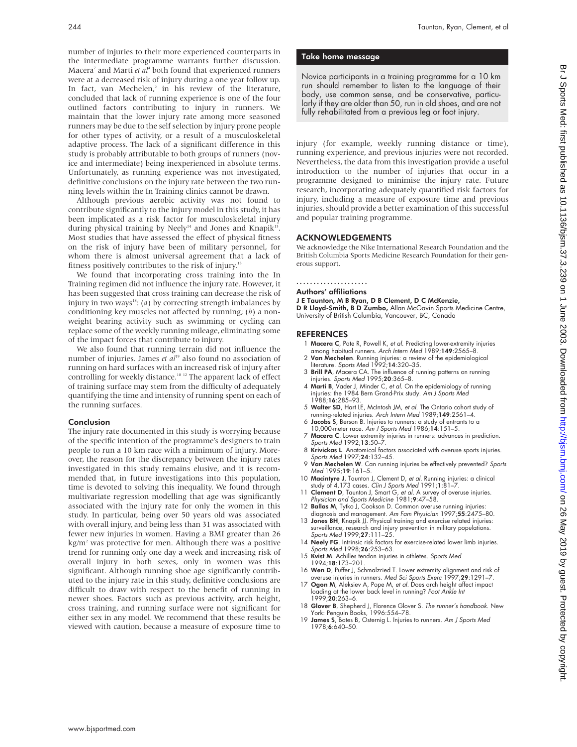number of injuries to their more experienced counterparts in the intermediate programme warrants further discussion. Macera[7] and Marti *et al*[4] both found that experienced runners were at a decreased risk of injury during a one year follow up. In fact, van Mechelen,[2] in his review of the literature, concluded that lack of running experience is one of the four outlined factors contributing to injury in runners. We maintain that the lower injury rate among more seasoned runners may be due to the self selection by injury prone people for other types of activity, or a result of a musculoskeletal adaptive process. The lack of a significant difference in this study is probably attributable to both groups of runners (novice and intermediate) being inexperienced in absolute terms. Unfortunately, as running experience was not investigated, definitive conclusions on the injury rate between the two running levels within the In Training clinics cannot be drawn.

Although previous aerobic activity was not found to contribute significantly to the injury model in this study, it has been implicated as a risk factor for musculoskeletal injury during physical training by Neely[14] and Jones and Knapik[13]. Most studies that have assessed the effect of physical fitness on the risk of injury have been of military personnel, for whom there is almost universal agreement that a lack of fitness positively contributes to the risk of injury.[13]

We found that incorporating cross training into the In Training regimen did not influence the injury rate. However, it has been suggested that cross training can decrease the risk of injury in two ways[18]: (*a*) by correcting strength imbalances by conditioning key muscles not affected by running; (*b*) a non-weight bearing activity such as swimming or cycling can replace some of the weekly running mileage, eliminating some of the impact forces that contribute to injury.

We also found that running terrain did not influence the number of injuries. James *et al*[19] also found no association of running on hard surfaces with an increased risk of injury after controlling for weekly distance.[10 12] The apparent lack of effect of training surface may stem from the difficulty of adequately quantifying the time and intensity of running spent on each of the running surfaces.

### Conclusion

The injury rate documented in this study is worrying because of the specific intention of the programme's designers to train people to run a 10 km race with a minimum of injury. Moreover, the reason for the discrepancy between the injury rates investigated in this study remains elusive, and it is recommended that, in future investigations into this population, time is devoted to solving this inequality. We found through multivariate regression modelling that age was significantly associated with the injury rate for only the women in this study. In particular, being over 50 years old was associated with overall injury, and being less than 31 was associated with fewer new injuries in women. Having a BMI greater than 26 $kg/m^2$ was protective for men. Although there was a positive trend for running only one day a week and increasing risk of overall injury in both sexes, only in women was this significant. Although running shoe age significantly contributed to the injury rate in this study, definitive conclusions are difficult to draw with respect to the benefit of running in newer shoes. Factors such as previous activity, arch height, cross training, and running surface were not significant for either sex in any model. We recommend that these results be viewed with caution, because a measure of exposure time to injury (for example, weekly running distance or time), running experience, and previous injuries were not recorded. Nevertheless, the data from this investigation provide a useful introduction to the number of injuries that occur in a programme designed to minimise the injury rate. Future research, incorporating adequately quantified risk factors for injury, including a measure of exposure time and previous injuries, should provide a better examination of this successful and popular training programme.

> **Take home message**
>
> Novice participants in a training programme for a 10 km run should remember to listen to the language of their body, use common sense, and be conservative, particularly if they are older than 50, run in old shoes, and are not fully rehabilitated from a previous leg or foot injury.

## ACKNOWLEDGEMENTS

We acknowledge the Nike International Research Foundation and the British Columbia Sports Medicine Research Foundation for their generous support.

### Authors' affiliations

**J E Taunton, M B Ryan, D B Clement, D C McKenzie, D R Lloyd-Smith, B D Zumbo,** Allan McGavin Sports Medicine Centre, University of British Columbia, Vancouver, BC, Canada

## REFERENCES

1. **Macera C**, Pate R, Powell K, *et al*. Predicting lower-extremity injuries among habitual runners. *Arch Intern Med* 1989;**149**:2565–8.
2. **Van Mechelen**. Running injuries: a review of the epidemiological literature. *Sports Med* 1992;**14**:320–35.
3. **Brill PA**, Macera CA. The influence of running patterns on running injuries. *Sports Med* 1995;**20**:365–8.
4. **Marti B**, Vader J, Minder C, *et al*. On the epidemiology of running injuries: the 1984 Bern Grand-Prix study. *Am J Sports Med* 1988;**16**:285–93.
5. **Walter SD**, Hart LE, McIntosh JM, *et al*. The Ontario cohort study of running-related injuries. *Arch Intern Med* 1989;**149**:2561–4.
6. **Jacobs S**, Berson B. Injuries to runners: a study of entrants to a 10,000-meter race. *Am J Sports Med* 1986;**14**:151–5.
7. **Macera C**. Lower extremity injuries in runners: advances in prediction. *Sports Med* 1992;**13**:50–7.
8. **Krivickas L**. Anatomical factors associated with overuse sports injuries. *Sports Med* 1997;**24**:132–45.
9. **Van Mechelen W**. Can running injuries be effectively prevented? *Sports Med* 1995;**19**:161–5.
10. **Macintyre J**, Taunton J, Clement D, *et al*. Running injuries: a clinical study of 4,173 cases. *Clin J Sports Med* 1991;**1**:81–7.
11. **Clement D**, Taunton J, Smart G, *et al*. A survey of overuse injuries. *Physician and Sports Medicine* 1981;**9**:47–58.
12. **Ballas M**, Tytko J, Cookson D. Common overuse running injuries: diagnosis and management. *Am Fam Physician* 1997;**55**:2475–80.
13. **Jones BH**, Knapik JJ. Physical training and exercise related injuries: surveillance, research and injury prevention in military populations. *Sports Med* 1999;**27**:111–25.
14. **Neely FG**. Intrinsic risk factors for exercise-related lower limb injuries. *Sports Med* 1998;**26**:253–63.
15. **Kvist M**. Achilles tendon injuries in athletes. *Sports Med* 1994;**18**:173–201.
16. **Wen D**, Puffer J, Schmalzried T. Lower extremity alignment and risk of overuse injuries in runners. *Med Sci Sports Exerc* 1997;**29**:1291–7.
17. **Ogon M**, Aleksiev A, Pope M, *et al*. Does arch height affect impact loading at the lower back level in running? *Foot Ankle Int* 1999;**20**:263–6.
18. **Glover B**, Shepherd J, Florence Glover S. *The runner's handbook*. New York: Penguin Books, 1996:554–78.
19. **James S**, Bates B, Osternig L. Injuries to runners. *Am J Sports Med* 1978;**6**:640–50.